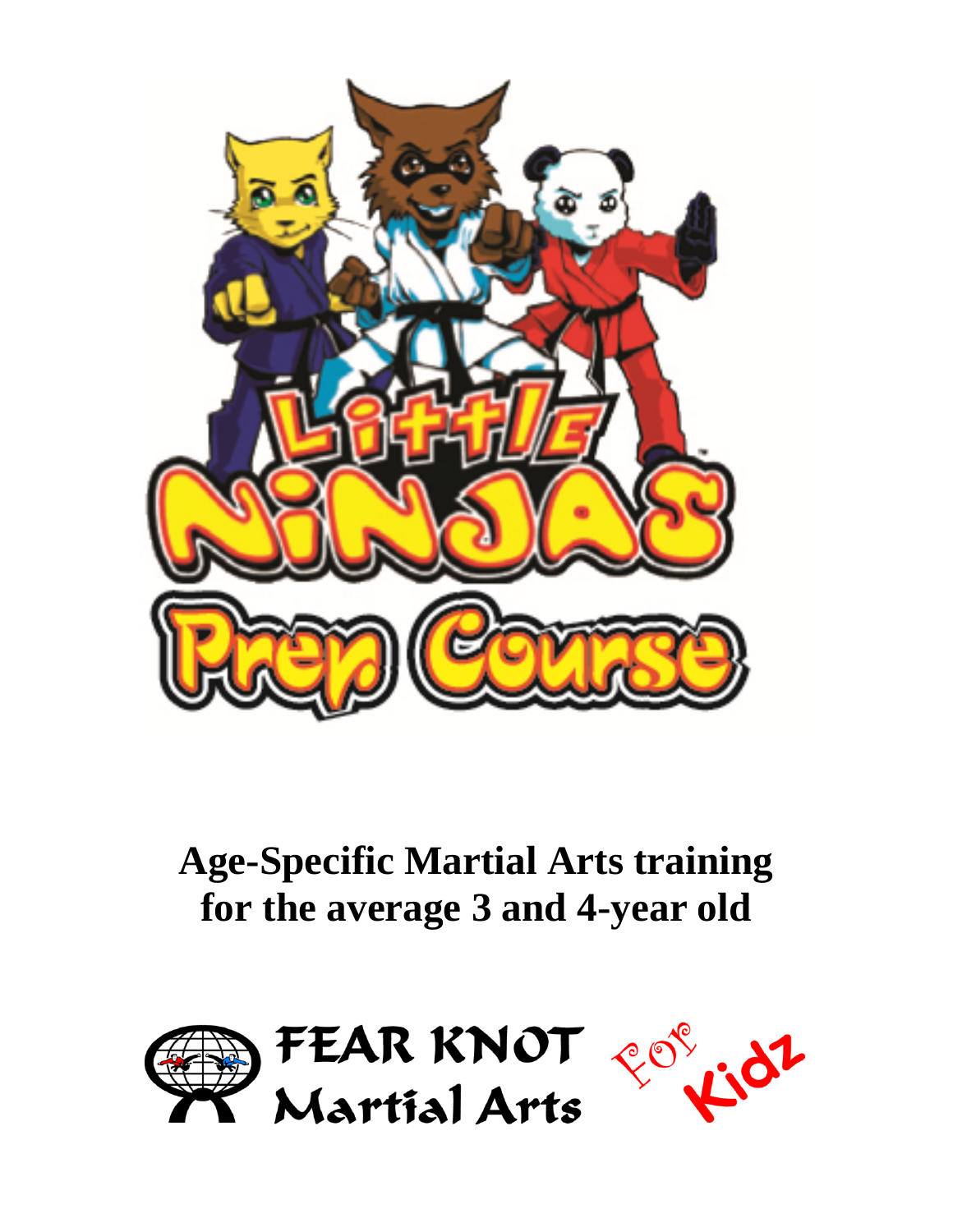# Little Ninjas Prep Course

## Age-Specific Martial Arts training for the average 3 and 4-year old

FEAR KNOT Martial Arts

For Kidz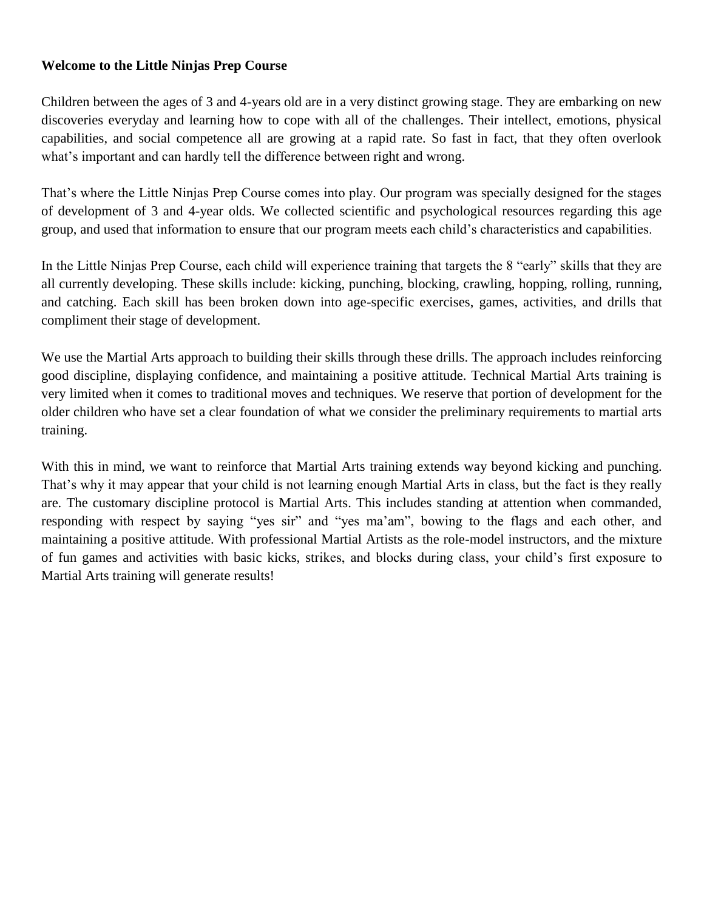**Welcome to the Little Ninjas Prep Course**

Children between the ages of 3 and 4-years old are in a very distinct growing stage. They are embarking on new discoveries everyday and learning how to cope with all of the challenges. Their intellect, emotions, physical capabilities, and social competence all are growing at a rapid rate. So fast in fact, that they often overlook what's important and can hardly tell the difference between right and wrong.

That's where the Little Ninjas Prep Course comes into play. Our program was specially designed for the stages of development of 3 and 4-year olds. We collected scientific and psychological resources regarding this age group, and used that information to ensure that our program meets each child's characteristics and capabilities.

In the Little Ninjas Prep Course, each child will experience training that targets the 8 "early" skills that they are all currently developing. These skills include: kicking, punching, blocking, crawling, hopping, rolling, running, and catching. Each skill has been broken down into age-specific exercises, games, activities, and drills that compliment their stage of development.

We use the Martial Arts approach to building their skills through these drills. The approach includes reinforcing good discipline, displaying confidence, and maintaining a positive attitude. Technical Martial Arts training is very limited when it comes to traditional moves and techniques. We reserve that portion of development for the older children who have set a clear foundation of what we consider the preliminary requirements to martial arts training.

With this in mind, we want to reinforce that Martial Arts training extends way beyond kicking and punching. That's why it may appear that your child is not learning enough Martial Arts in class, but the fact is they really are. The customary discipline protocol is Martial Arts. This includes standing at attention when commanded, responding with respect by saying "yes sir" and "yes ma'am", bowing to the flags and each other, and maintaining a positive attitude. With professional Martial Artists as the role-model instructors, and the mixture of fun games and activities with basic kicks, strikes, and blocks during class, your child's first exposure to Martial Arts training will generate results!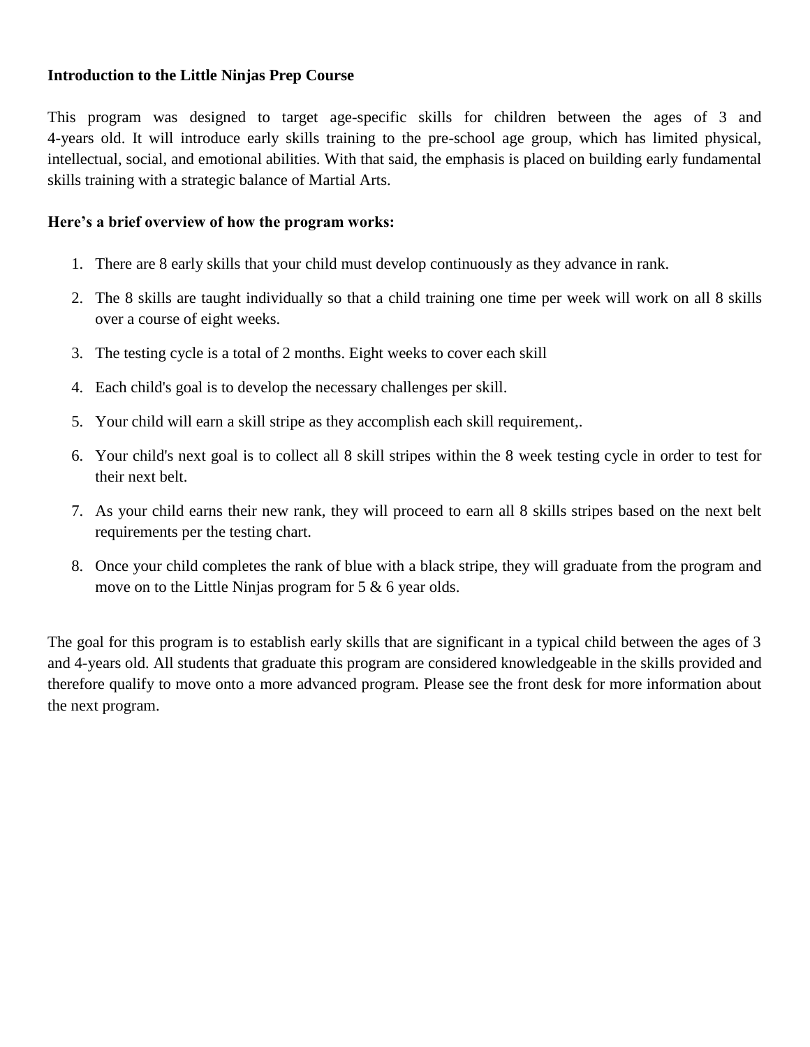**Introduction to the Little Ninjas Prep Course**

This program was designed to target age-specific skills for children between the ages of 3 and 4-years old. It will introduce early skills training to the pre-school age group, which has limited physical, intellectual, social, and emotional abilities. With that said, the emphasis is placed on building early fundamental skills training with a strategic balance of Martial Arts.

**Here's a brief overview of how the program works:**

1. There are 8 early skills that your child must develop continuously as they advance in rank.
2. The 8 skills are taught individually so that a child training one time per week will work on all 8 skills over a course of eight weeks.
3. The testing cycle is a total of 2 months. Eight weeks to cover each skill
4. Each child's goal is to develop the necessary challenges per skill.
5. Your child will earn a skill stripe as they accomplish each skill requirement,.
6. Your child's next goal is to collect all 8 skill stripes within the 8 week testing cycle in order to test for their next belt.
7. As your child earns their new rank, they will proceed to earn all 8 skills stripes based on the next belt requirements per the testing chart.
8. Once your child completes the rank of blue with a black stripe, they will graduate from the program and move on to the Little Ninjas program for 5 & 6 year olds.

The goal for this program is to establish early skills that are significant in a typical child between the ages of 3 and 4-years old. All students that graduate this program are considered knowledgeable in the skills provided and therefore qualify to move onto a more advanced program. Please see the front desk for more information about the next program.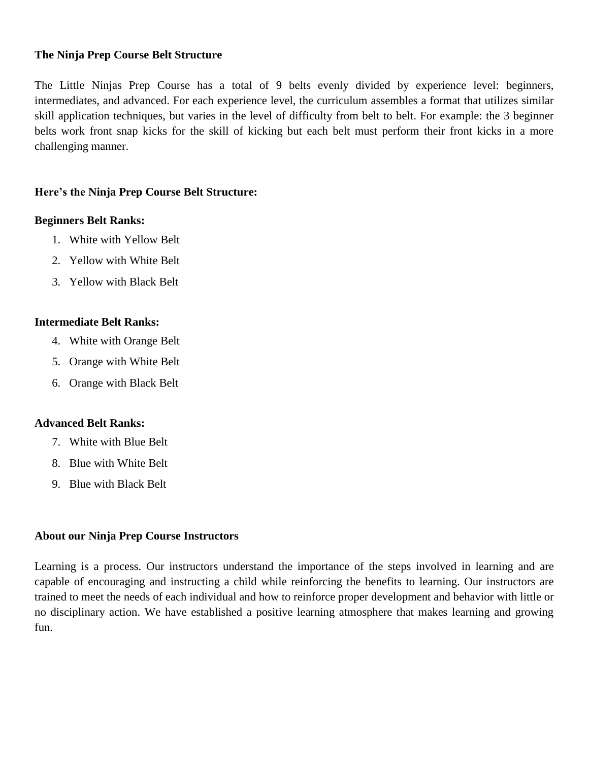**The Ninja Prep Course Belt Structure**

The Little Ninjas Prep Course has a total of 9 belts evenly divided by experience level: beginners, intermediates, and advanced. For each experience level, the curriculum assembles a format that utilizes similar skill application techniques, but varies in the level of difficulty from belt to belt. For example: the 3 beginner belts work front snap kicks for the skill of kicking but each belt must perform their front kicks in a more challenging manner.

**Here's the Ninja Prep Course Belt Structure:**

**Beginners Belt Ranks:**

1. White with Yellow Belt
2. Yellow with White Belt
3. Yellow with Black Belt

**Intermediate Belt Ranks:**

4. White with Orange Belt
5. Orange with White Belt
6. Orange with Black Belt

**Advanced Belt Ranks:**

7. White with Blue Belt
8. Blue with White Belt
9. Blue with Black Belt

**About our Ninja Prep Course Instructors**

Learning is a process. Our instructors understand the importance of the steps involved in learning and are capable of encouraging and instructing a child while reinforcing the benefits to learning. Our instructors are trained to meet the needs of each individual and how to reinforce proper development and behavior with little or no disciplinary action. We have established a positive learning atmosphere that makes learning and growing fun.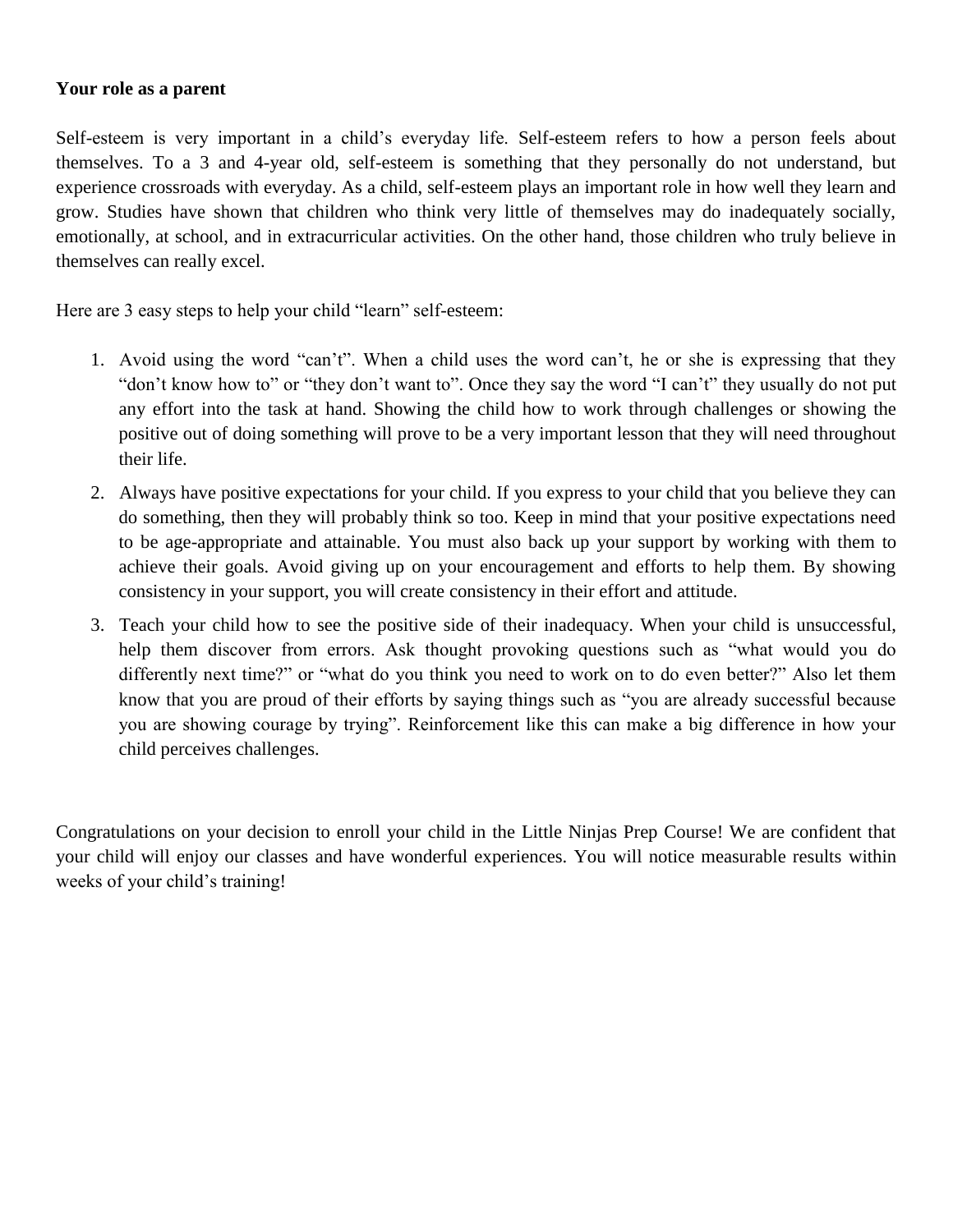**Your role as a parent**

Self-esteem is very important in a child's everyday life. Self-esteem refers to how a person feels about themselves. To a 3 and 4-year old, self-esteem is something that they personally do not understand, but experience crossroads with everyday. As a child, self-esteem plays an important role in how well they learn and grow. Studies have shown that children who think very little of themselves may do inadequately socially, emotionally, at school, and in extracurricular activities. On the other hand, those children who truly believe in themselves can really excel.

Here are 3 easy steps to help your child "learn" self-esteem:

1. Avoid using the word "can't". When a child uses the word can't, he or she is expressing that they "don't know how to" or "they don't want to". Once they say the word "I can't" they usually do not put any effort into the task at hand. Showing the child how to work through challenges or showing the positive out of doing something will prove to be a very important lesson that they will need throughout their life.
2. Always have positive expectations for your child. If you express to your child that you believe they can do something, then they will probably think so too. Keep in mind that your positive expectations need to be age-appropriate and attainable. You must also back up your support by working with them to achieve their goals. Avoid giving up on your encouragement and efforts to help them. By showing consistency in your support, you will create consistency in their effort and attitude.
3. Teach your child how to see the positive side of their inadequacy. When your child is unsuccessful, help them discover from errors. Ask thought provoking questions such as "what would you do differently next time?" or "what do you think you need to work on to do even better?" Also let them know that you are proud of their efforts by saying things such as "you are already successful because you are showing courage by trying". Reinforcement like this can make a big difference in how your child perceives challenges.

Congratulations on your decision to enroll your child in the Little Ninjas Prep Course! We are confident that your child will enjoy our classes and have wonderful experiences. You will notice measurable results within weeks of your child's training!